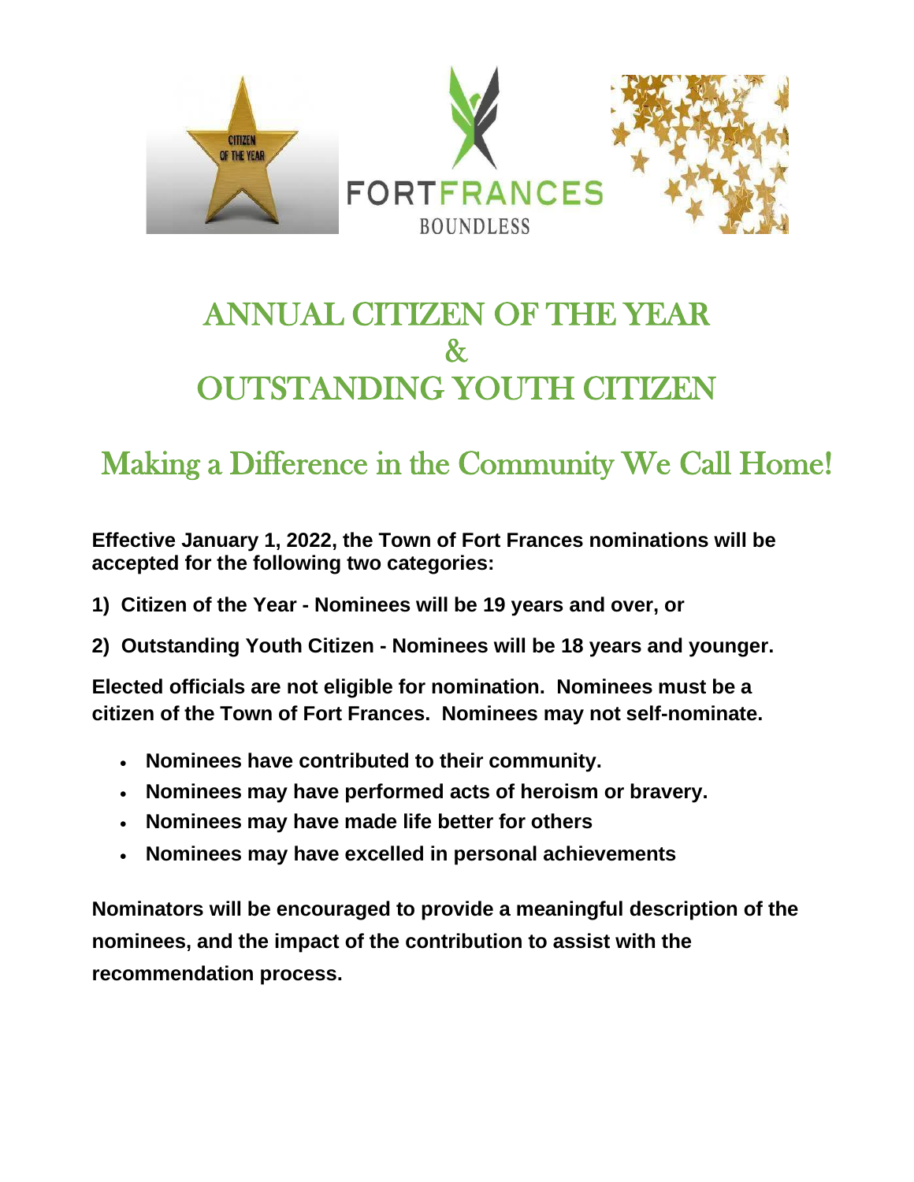# ANNUAL CITIZEN OF THE YEAR & OUTSTANDING YOUTH CITIZEN

## Making a Difference in the Community We Call Home!

**Effective January 1, 2022, the Town of Fort Frances nominations will be accepted for the following two categories:**

**1) Citizen of the Year - Nominees will be 19 years and over, or**

**2) Outstanding Youth Citizen - Nominees will be 18 years and younger.**

**Elected officials are not eligible for nomination. Nominees must be a citizen of the Town of Fort Frances. Nominees may not self-nominate.**

- **Nominees have contributed to their community.**
- **Nominees may have performed acts of heroism or bravery.**
- **Nominees may have made life better for others**
- **Nominees may have excelled in personal achievements**

**Nominators will be encouraged to provide a meaningful description of the nominees, and the impact of the contribution to assist with the recommendation process.**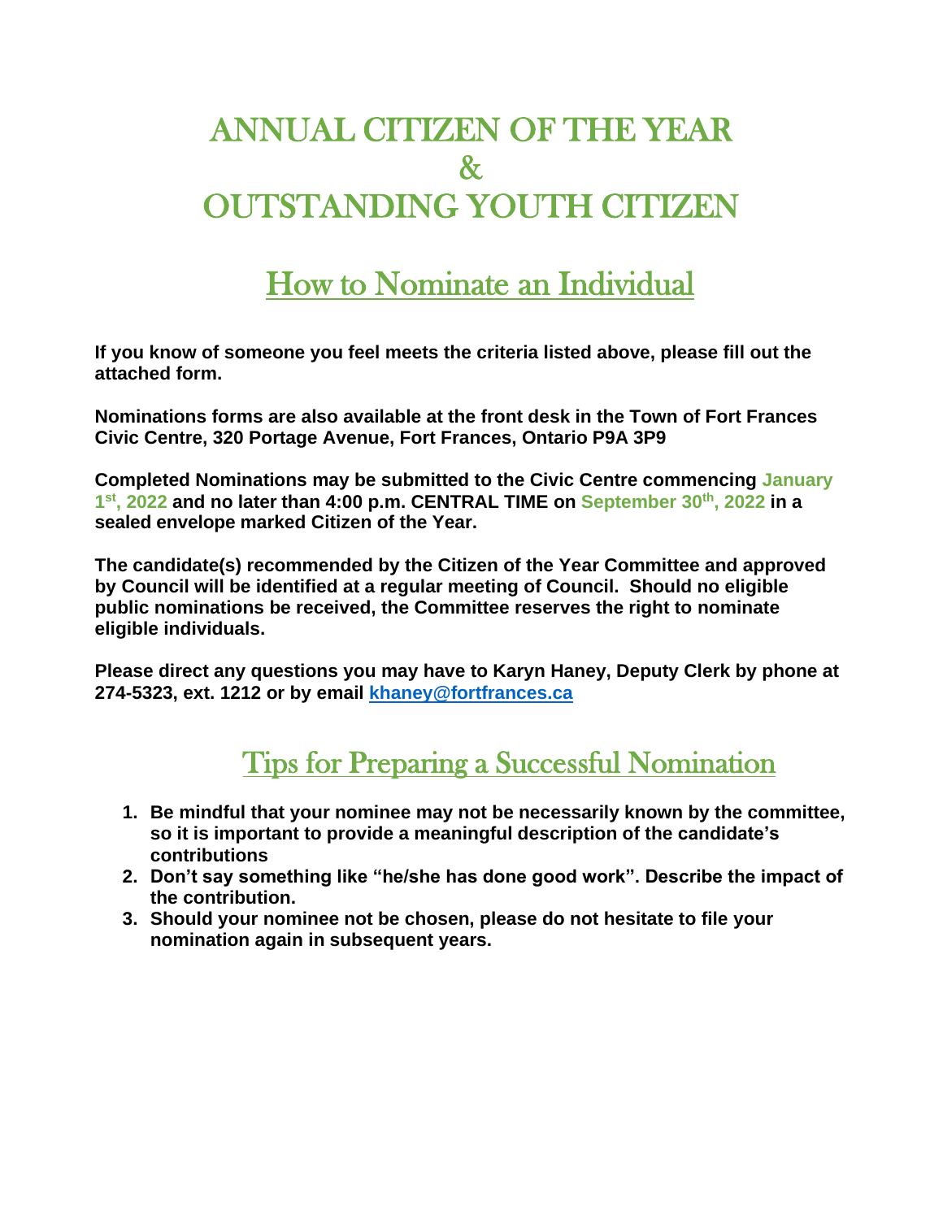# ANNUAL CITIZEN OF THE YEAR
# &
# OUTSTANDING YOUTH CITIZEN

## How to Nominate an Individual

**If you know of someone you feel meets the criteria listed above, please fill out the attached form.**

**Nominations forms are also available at the front desk in the Town of Fort Frances Civic Centre, 320 Portage Avenue, Fort Frances, Ontario P9A 3P9**

**Completed Nominations may be submitted to the Civic Centre commencing January 1st, 2022 and no later than 4:00 p.m. CENTRAL TIME on September 30th, 2022 in a sealed envelope marked Citizen of the Year.**

**The candidate(s) recommended by the Citizen of the Year Committee and approved by Council will be identified at a regular meeting of Council. Should no eligible public nominations be received, the Committee reserves the right to nominate eligible individuals.**

**Please direct any questions you may have to Karyn Haney, Deputy Clerk by phone at 274-5323, ext. 1212 or by email khaney@fortfrances.ca**

## Tips for Preparing a Successful Nomination

1. **Be mindful that your nominee may not be necessarily known by the committee, so it is important to provide a meaningful description of the candidate's contributions**
2. **Don't say something like "he/she has done good work". Describe the impact of the contribution.**
3. **Should your nominee not be chosen, please do not hesitate to file your nomination again in subsequent years.**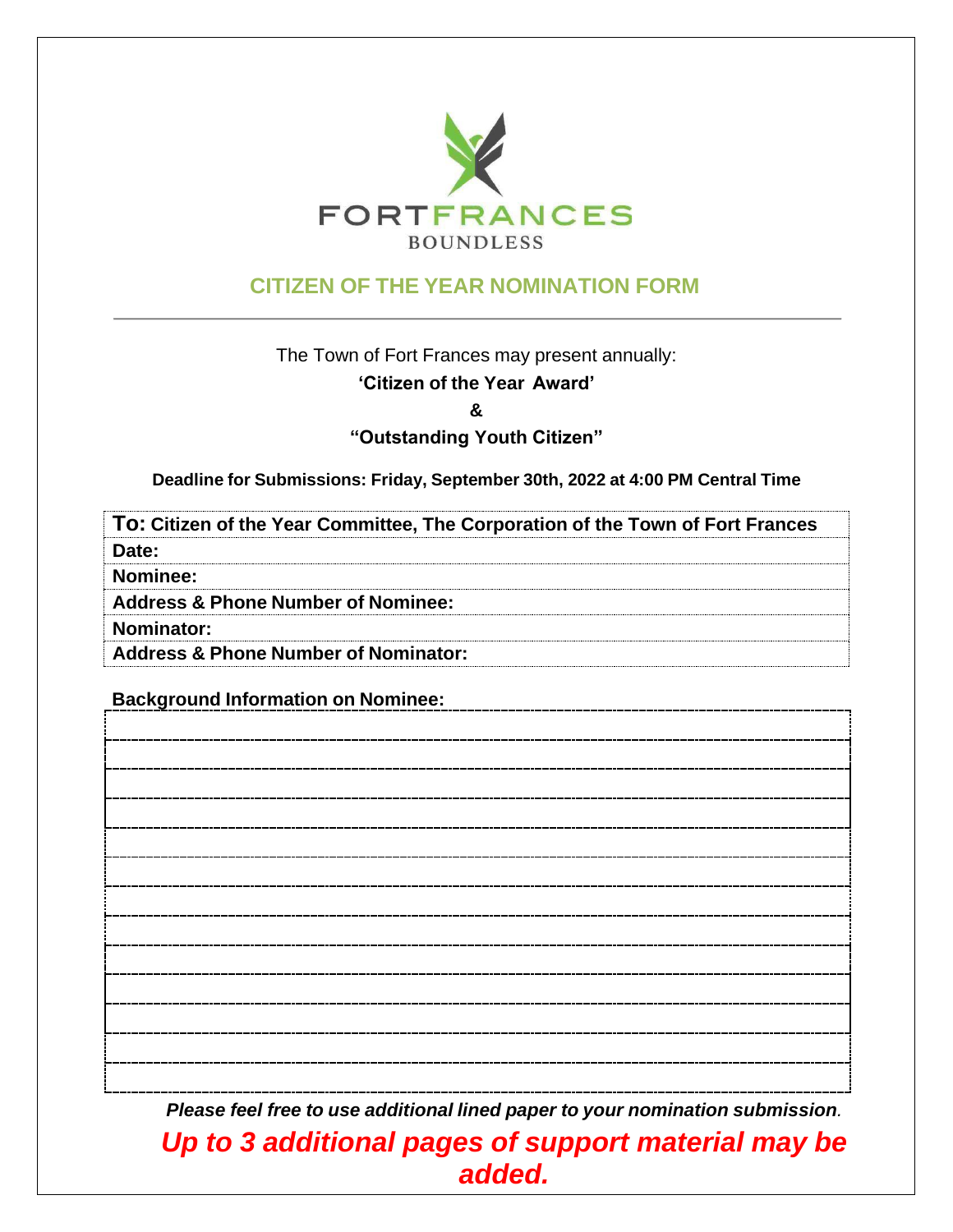FORTFRANCES
BOUNDLESS

## CITIZEN OF THE YEAR NOMINATION FORM

The Town of Fort Frances may present annually:

**'Citizen of the Year Award'**

**&**

**"Outstanding Youth Citizen"**

**Deadline for Submissions: Friday, September 30th, 2022 at 4:00 PM Central Time**

| |
|---|
| **To: Citizen of the Year Committee, The Corporation of the Town of Fort Frances** |
| **Date:** |
| **Nominee:** |
| **Address & Phone Number of Nominee:** |
| **Nominator:** |
| **Address & Phone Number of Nominator:** |

**Background Information on Nominee:**

***Please feel free to use additional lined paper to your nomination submission.***

***Up to 3 additional pages of support material may be added.***